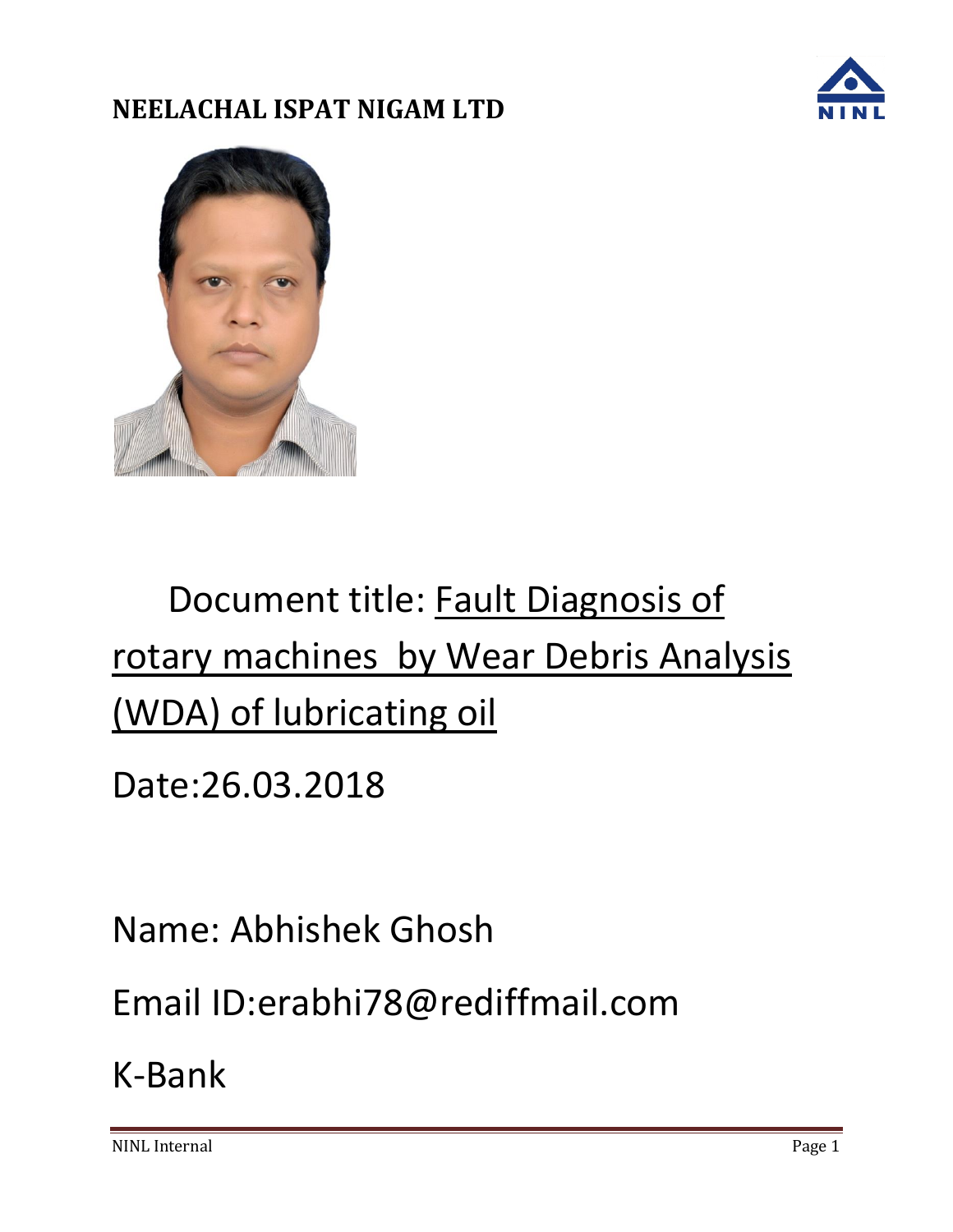**NEELACHAL ISPAT NIGAM LTD**

Document title: Fault Diagnosis of rotary machines by Wear Debris Analysis (WDA) of lubricating oil

Date:26.03.2018

Name: Abhishek Ghosh

Email ID:erabhi78@rediffmail.com

K-Bank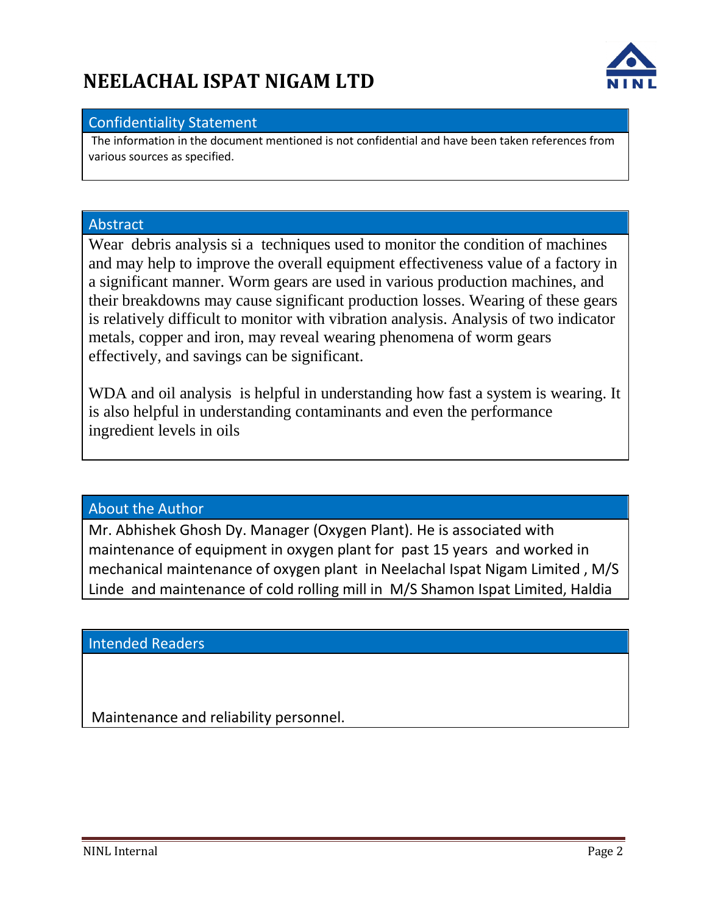# NEELACHAL ISPAT NIGAM LTD

## Confidentiality Statement

The information in the document mentioned is not confidential and have been taken references from various sources as specified.

## Abstract

Wear debris analysis si a techniques used to monitor the condition of machines and may help to improve the overall equipment effectiveness value of a factory in a significant manner. Worm gears are used in various production machines, and their breakdowns may cause significant production losses. Wearing of these gears is relatively difficult to monitor with vibration analysis. Analysis of two indicator metals, copper and iron, may reveal wearing phenomena of worm gears effectively, and savings can be significant.

WDA and oil analysis is helpful in understanding how fast a system is wearing. It is also helpful in understanding contaminants and even the performance ingredient levels in oils

## About the Author

Mr. Abhishek Ghosh Dy. Manager (Oxygen Plant). He is associated with maintenance of equipment in oxygen plant for past 15 years and worked in mechanical maintenance of oxygen plant in Neelachal Ispat Nigam Limited , M/S Linde and maintenance of cold rolling mill in M/S Shamon Ispat Limited, Haldia

## Intended Readers

Maintenance and reliability personnel.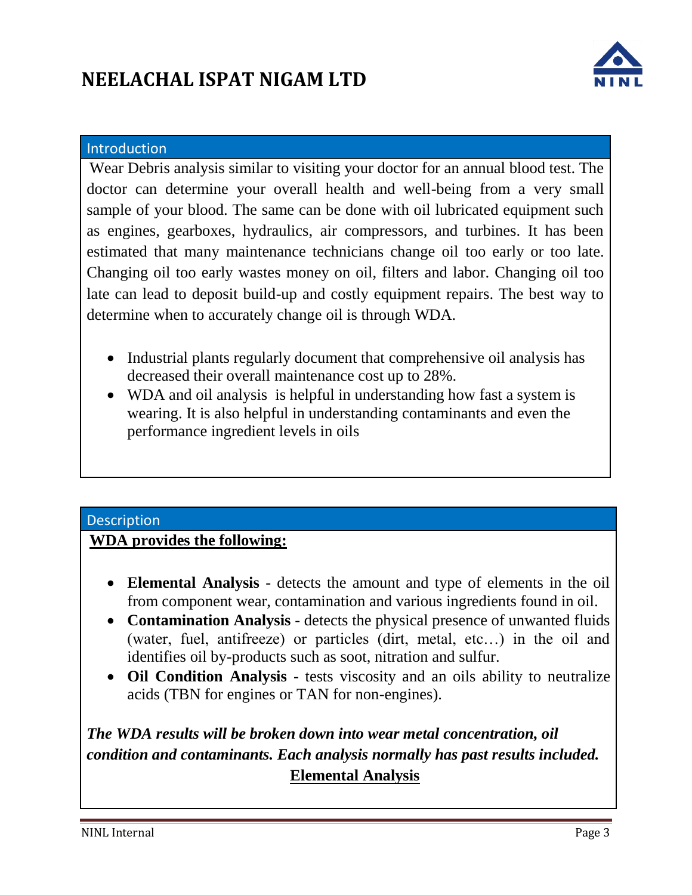## Introduction

Wear Debris analysis similar to visiting your doctor for an annual blood test. The doctor can determine your overall health and well-being from a very small sample of your blood. The same can be done with oil lubricated equipment such as engines, gearboxes, hydraulics, air compressors, and turbines. It has been estimated that many maintenance technicians change oil too early or too late. Changing oil too early wastes money on oil, filters and labor. Changing oil too late can lead to deposit build-up and costly equipment repairs. The best way to determine when to accurately change oil is through WDA.

- Industrial plants regularly document that comprehensive oil analysis has decreased their overall maintenance cost up to 28%.
- WDA and oil analysis is helpful in understanding how fast a system is wearing. It is also helpful in understanding contaminants and even the performance ingredient levels in oils

## Description

**WDA provides the following:**

- **Elemental Analysis** - detects the amount and type of elements in the oil from component wear, contamination and various ingredients found in oil.
- **Contamination Analysis** - detects the physical presence of unwanted fluids (water, fuel, antifreeze) or particles (dirt, metal, etc…) in the oil and identifies oil by-products such as soot, nitration and sulfur.
- **Oil Condition Analysis** - tests viscosity and an oils ability to neutralize acids (TBN for engines or TAN for non-engines).

***The WDA results will be broken down into wear metal concentration, oil condition and contaminants. Each analysis normally has past results included.***

**Elemental Analysis**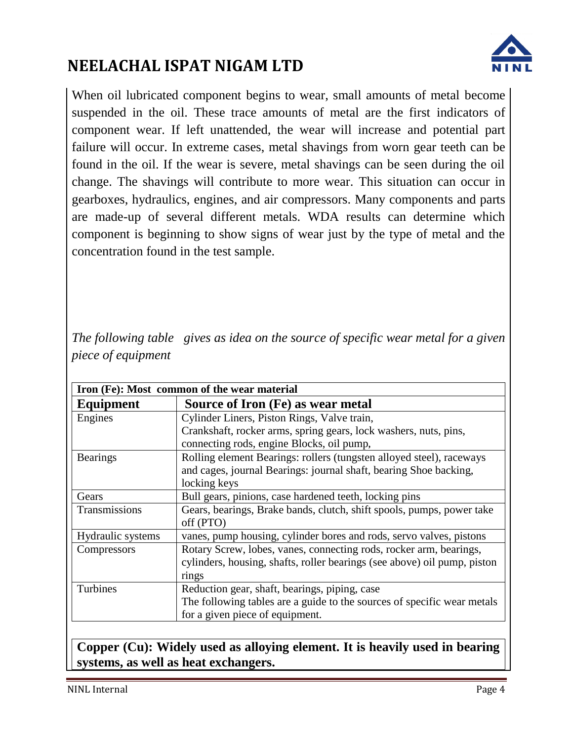When oil lubricated component begins to wear, small amounts of metal become suspended in the oil. These trace amounts of metal are the first indicators of component wear. If left unattended, the wear will increase and potential part failure will occur. In extreme cases, metal shavings from worn gear teeth can be found in the oil. If the wear is severe, metal shavings can be seen during the oil change. The shavings will contribute to more wear. This situation can occur in gearboxes, hydraulics, engines, and air compressors. Many components and parts are made-up of several different metals. WDA results can determine which component is beginning to show signs of wear just by the type of metal and the concentration found in the test sample.

*The following table gives as idea on the source of specific wear metal for a given piece of equipment*

| **Iron (Fe): Most common of the wear material** | |
|---|---|
| **Equipment** | **Source of Iron (Fe) as wear metal** |
| Engines | Cylinder Liners, Piston Rings, Valve train, Crankshaft, rocker arms, spring gears, lock washers, nuts, pins, connecting rods, engine Blocks, oil pump, |
| Bearings | Rolling element Bearings: rollers (tungsten alloyed steel), raceways and cages, journal Bearings: journal shaft, bearing Shoe backing, locking keys |
| Gears | Bull gears, pinions, case hardened teeth, locking pins |
| Transmissions | Gears, bearings, Brake bands, clutch, shift spools, pumps, power take off (PTO) |
| Hydraulic systems | vanes, pump housing, cylinder bores and rods, servo valves, pistons |
| Compressors | Rotary Screw, lobes, vanes, connecting rods, rocker arm, bearings, cylinders, housing, shafts, roller bearings (see above) oil pump, piston rings |
| Turbines | Reduction gear, shaft, bearings, piping, case The following tables are a guide to the sources of specific wear metals for a given piece of equipment. |

**Copper (Cu): Widely used as alloying element. It is heavily used in bearing systems, as well as heat exchangers.**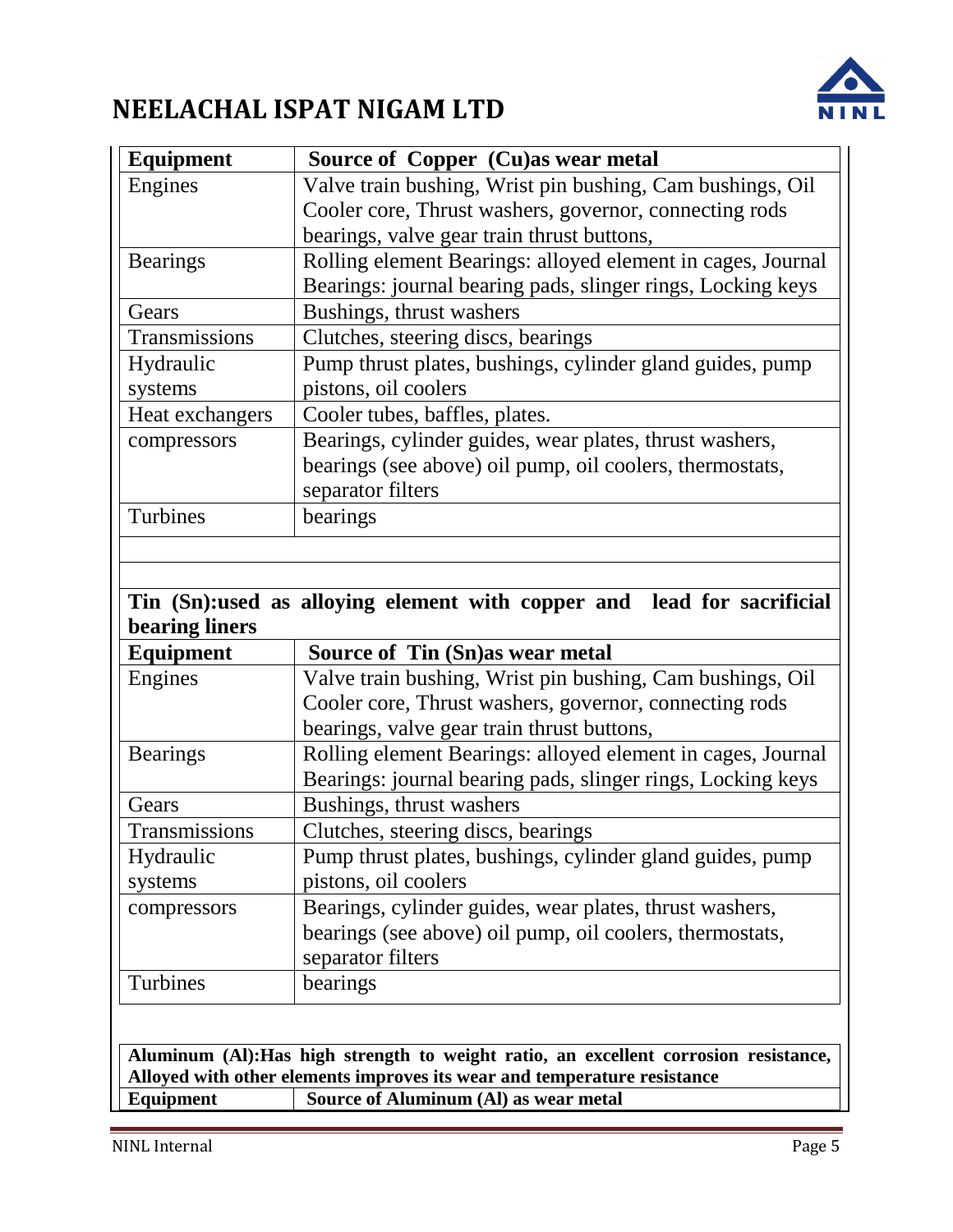| Equipment | Source of Copper (Cu)as wear metal |
|---|---|
| Engines | Valve train bushing, Wrist pin bushing, Cam bushings, Oil Cooler core, Thrust washers, governor, connecting rods bearings, valve gear train thrust buttons, |
| Bearings | Rolling element Bearings: alloyed element in cages, Journal Bearings: journal bearing pads, slinger rings, Locking keys |
| Gears | Bushings, thrust washers |
| Transmissions | Clutches, steering discs, bearings |
| Hydraulic systems | Pump thrust plates, bushings, cylinder gland guides, pump pistons, oil coolers |
| Heat exchangers | Cooler tubes, baffles, plates. |
| compressors | Bearings, cylinder guides, wear plates, thrust washers, bearings (see above) oil pump, oil coolers, thermostats, separator filters |
| Turbines | bearings |

**Tin (Sn):used as alloying element with copper and lead for sacrificial bearing liners**

| Equipment | Source of Tin (Sn)as wear metal |
|---|---|
| Engines | Valve train bushing, Wrist pin bushing, Cam bushings, Oil Cooler core, Thrust washers, governor, connecting rods bearings, valve gear train thrust buttons, |
| Bearings | Rolling element Bearings: alloyed element in cages, Journal Bearings: journal bearing pads, slinger rings, Locking keys |
| Gears | Bushings, thrust washers |
| Transmissions | Clutches, steering discs, bearings |
| Hydraulic systems | Pump thrust plates, bushings, cylinder gland guides, pump pistons, oil coolers |
| compressors | Bearings, cylinder guides, wear plates, thrust washers, bearings (see above) oil pump, oil coolers, thermostats, separator filters |
| Turbines | bearings |

**Aluminum (Al):Has high strength to weight ratio, an excellent corrosion resistance, Alloyed with other elements improves its wear and temperature resistance**

| Equipment | Source of Aluminum (Al) as wear metal |
|---|---|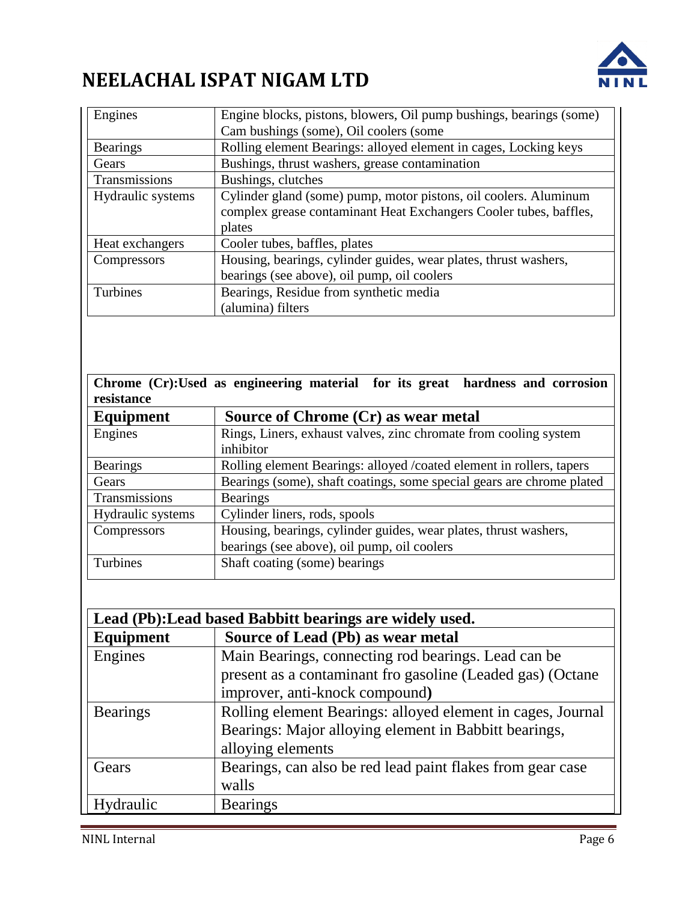| Engines | Engine blocks, pistons, blowers, Oil pump bushings, bearings (some) Cam bushings (some), Oil coolers (some |
|---|---|
| Bearings | Rolling element Bearings: alloyed element in cages, Locking keys |
| Gears | Bushings, thrust washers, grease contamination |
| Transmissions | Bushings, clutches |
| Hydraulic systems | Cylinder gland (some) pump, motor pistons, oil coolers. Aluminum complex grease contaminant Heat Exchangers Cooler tubes, baffles, plates |
| Heat exchangers | Cooler tubes, baffles, plates |
| Compressors | Housing, bearings, cylinder guides, wear plates, thrust washers, bearings (see above), oil pump, oil coolers |
| Turbines | Bearings, Residue from synthetic media (alumina) filters |

**Chrome (Cr):Used as engineering material for its great hardness and corrosion resistance**

| Equipment | Source of Chrome (Cr) as wear metal |
|---|---|
| Engines | Rings, Liners, exhaust valves, zinc chromate from cooling system inhibitor |
| Bearings | Rolling element Bearings: alloyed /coated element in rollers, tapers |
| Gears | Bearings (some), shaft coatings, some special gears are chrome plated |
| Transmissions | Bearings |
| Hydraulic systems | Cylinder liners, rods, spools |
| Compressors | Housing, bearings, cylinder guides, wear plates, thrust washers, bearings (see above), oil pump, oil coolers |
| Turbines | Shaft coating (some) bearings |

**Lead (Pb):Lead based Babbitt bearings are widely used.**

| Equipment | Source of Lead (Pb) as wear metal |
|---|---|
| Engines | Main Bearings, connecting rod bearings. Lead can be present as a contaminant fro gasoline (Leaded gas) (Octane improver, anti-knock compound**)** |
| Bearings | Rolling element Bearings: alloyed element in cages, Journal Bearings: Major alloying element in Babbitt bearings, alloying elements |
| Gears | Bearings, can also be red lead paint flakes from gear case walls |
| Hydraulic | Bearings |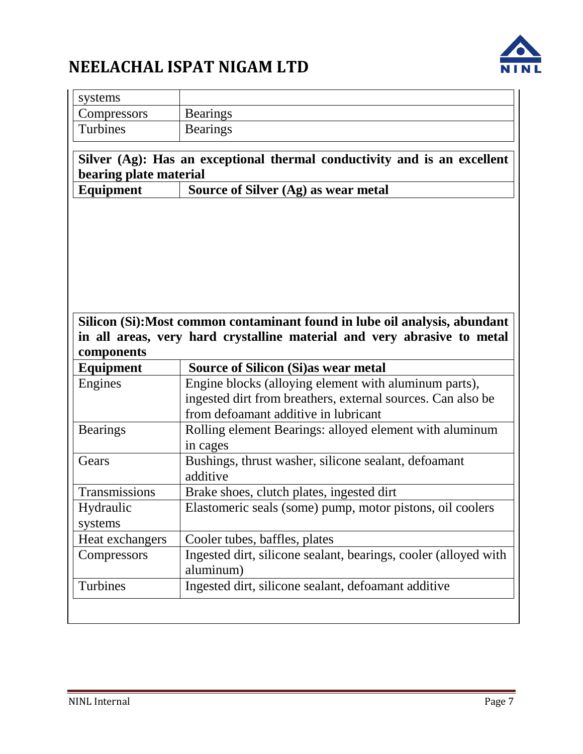| systems | |
|---|---|
| Compressors | Bearings |
| Turbines | Bearings |

**Silver (Ag): Has an exceptional thermal conductivity and is an excellent bearing plate material**

| Equipment | Source of Silver (Ag) as wear metal |
|---|---|
| | |

**Silicon (Si): Most common contaminant found in lube oil analysis, abundant in all areas, very hard crystalline material and very abrasive to metal components**

| Equipment | Source of Silicon (Si)as wear metal |
|---|---|
| Engines | Engine blocks (alloying element with aluminum parts), ingested dirt from breathers, external sources. Can also be from defoamant additive in lubricant |
| Bearings | Rolling element Bearings: alloyed element with aluminum in cages |
| Gears | Bushings, thrust washer, silicone sealant, defoamant additive |
| Transmissions | Brake shoes, clutch plates, ingested dirt |
| Hydraulic systems | Elastomeric seals (some) pump, motor pistons, oil coolers |
| Heat exchangers | Cooler tubes, baffles, plates |
| Compressors | Ingested dirt, silicone sealant, bearings, cooler (alloyed with aluminum) |
| Turbines | Ingested dirt, silicone sealant, defoamant additive |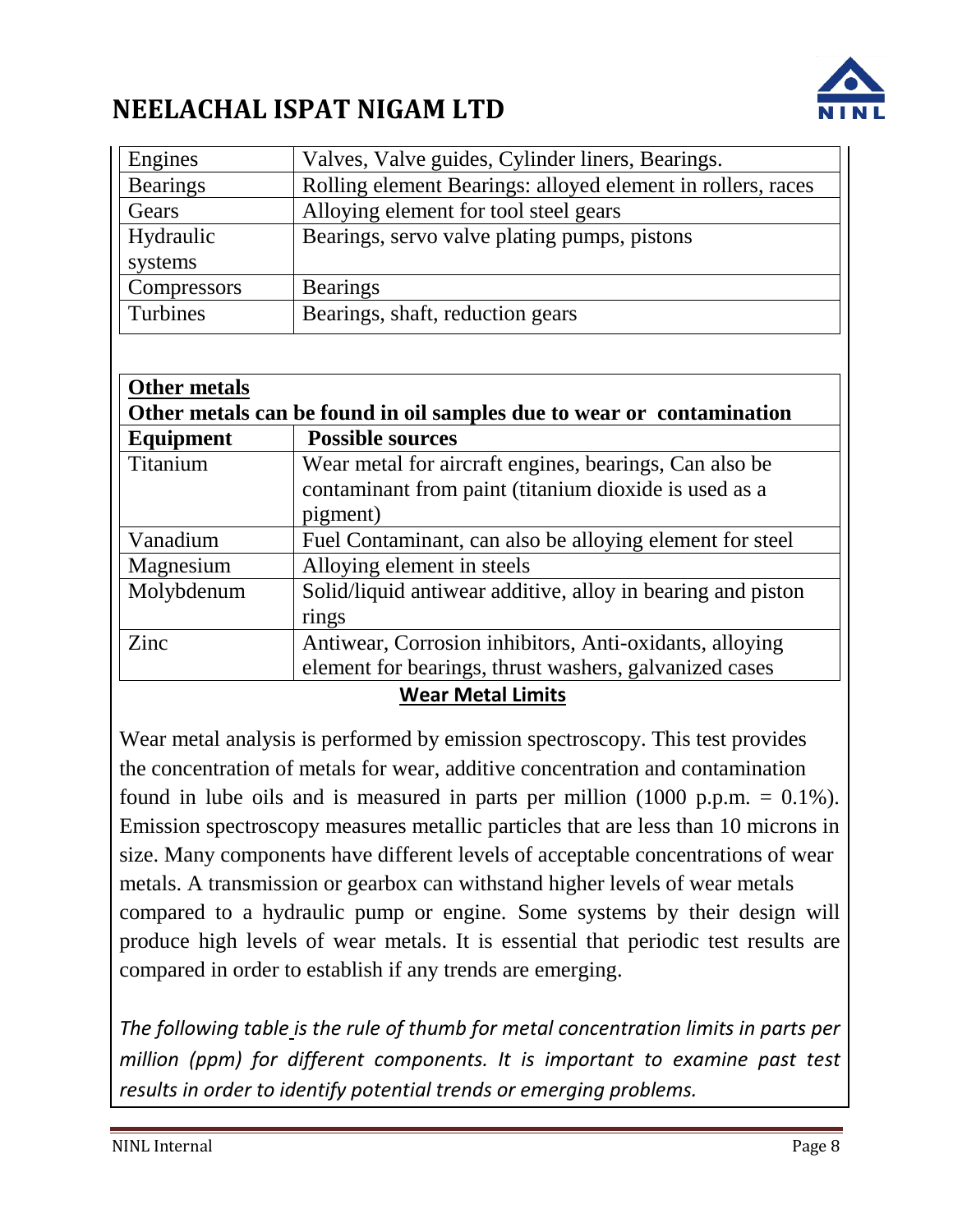| | |
|---|---|
| Engines | Valves, Valve guides, Cylinder liners, Bearings. |
| Bearings | Rolling element Bearings: alloyed element in rollers, races |
| Gears | Alloying element for tool steel gears |
| Hydraulic systems | Bearings, servo valve plating pumps, pistons |
| Compressors | Bearings |
| Turbines | Bearings, shaft, reduction gears |

| **Other metals** <br> **Other metals can be found in oil samples due to wear or contamination** | |
|---|---|
| **Equipment** | **Possible sources** |
| Titanium | Wear metal for aircraft engines, bearings, Can also be contaminant from paint (titanium dioxide is used as a pigment) |
| Vanadium | Fuel Contaminant, can also be alloying element for steel |
| Magnesium | Alloying element in steels |
| Molybdenum | Solid/liquid antiwear additive, alloy in bearing and piston rings |
| Zinc | Antiwear, Corrosion inhibitors, Anti-oxidants, alloying element for bearings, thrust washers, galvanized cases |

**Wear Metal Limits**

Wear metal analysis is performed by emission spectroscopy. This test provides the concentration of metals for wear, additive concentration and contamination found in lube oils and is measured in parts per million (1000 p.p.m. = 0.1%). Emission spectroscopy measures metallic particles that are less than 10 microns in size. Many components have different levels of acceptable concentrations of wear metals. A transmission or gearbox can withstand higher levels of wear metals compared to a hydraulic pump or engine. Some systems by their design will produce high levels of wear metals. It is essential that periodic test results are compared in order to establish if any trends are emerging.

*The following table is the rule of thumb for metal concentration limits in parts per million (ppm) for different components. It is important to examine past test results in order to identify potential trends or emerging problems.*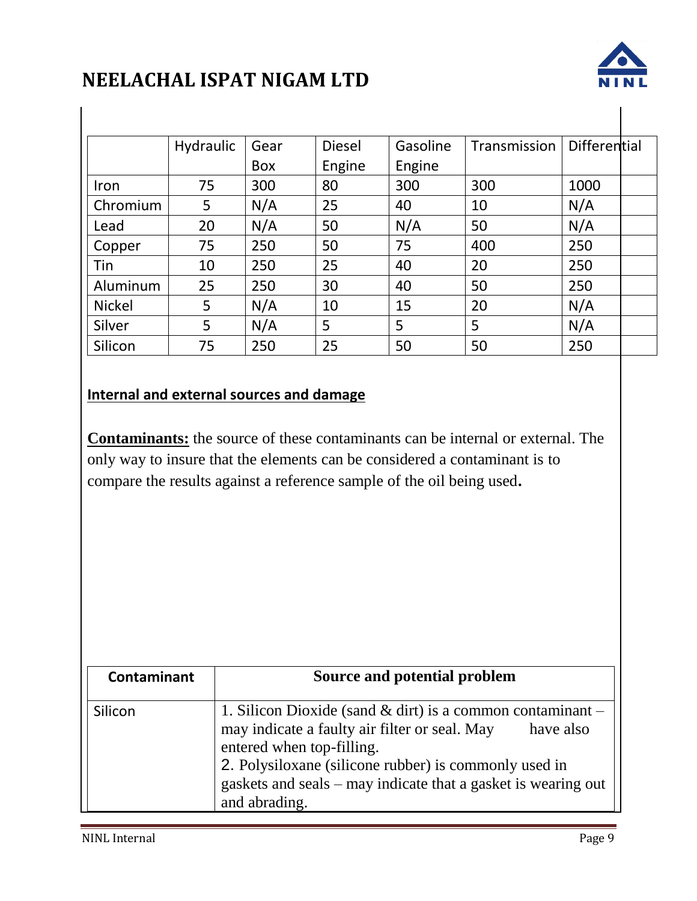|  | Hydraulic | Gear Box | Diesel Engine | Gasoline Engine | Transmission | Differential |
|---|---|---|---|---|---|---|
| Iron | 75 | 300 | 80 | 300 | 300 | 1000 |
| Chromium | 5 | N/A | 25 | 40 | 10 | N/A |
| Lead | 20 | N/A | 50 | N/A | 50 | N/A |
| Copper | 75 | 250 | 50 | 75 | 400 | 250 |
| Tin | 10 | 250 | 25 | 40 | 20 | 250 |
| Aluminum | 25 | 250 | 30 | 40 | 50 | 250 |
| Nickel | 5 | N/A | 10 | 15 | 20 | N/A |
| Silver | 5 | N/A | 5 | 5 | 5 | N/A |
| Silicon | 75 | 250 | 25 | 50 | 50 | 250 |

## Internal and external sources and damage

**Contaminants:** the source of these contaminants can be internal or external. The only way to insure that the elements can be considered a contaminant is to compare the results against a reference sample of the oil being used**.**

| Contaminant | Source and potential problem |
|---|---|
| Silicon | 1. Silicon Dioxide (sand & dirt) is a common contaminant – may indicate a faulty air filter or seal. May have also entered when top-filling.<br>2. Polysiloxane (silicone rubber) is commonly used in gaskets and seals – may indicate that a gasket is wearing out and abrading. |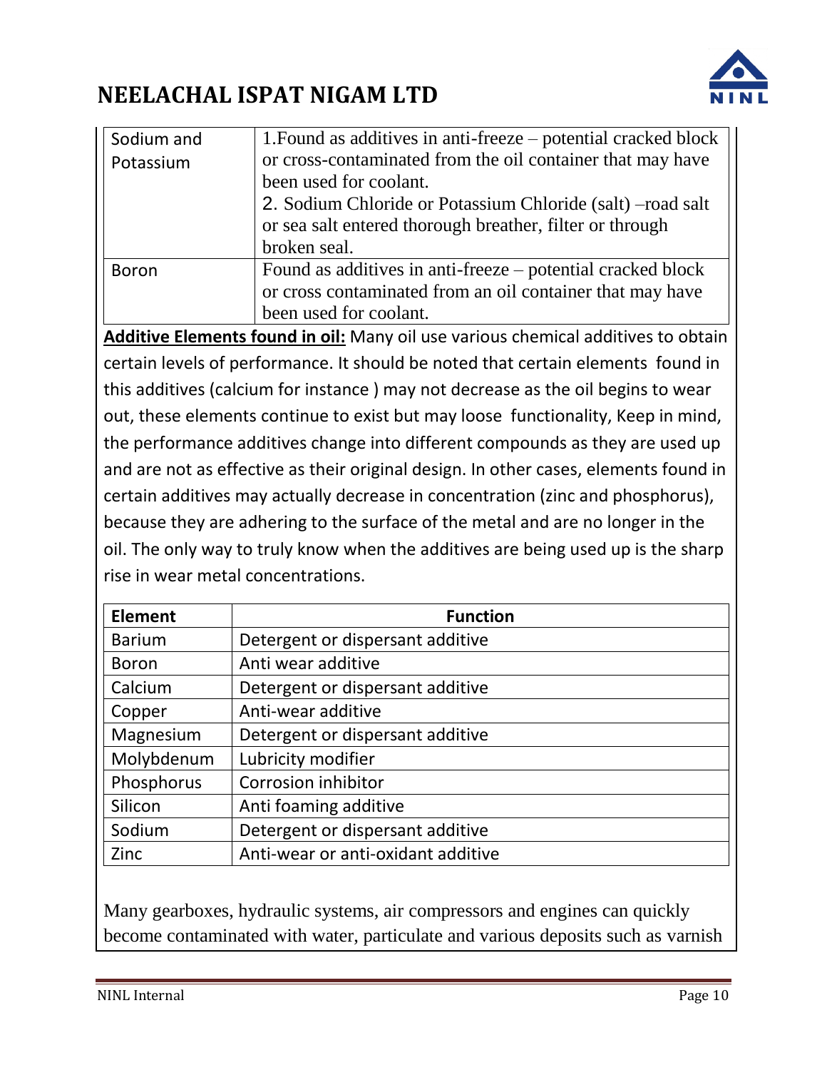| | |
|---|---|
| Sodium and Potassium | 1.Found as additives in anti-freeze – potential cracked block or cross-contaminated from the oil container that may have been used for coolant.<br>2. Sodium Chloride or Potassium Chloride (salt) –road salt or sea salt entered thorough breather, filter or through broken seal. |
| Boron | Found as additives in anti-freeze – potential cracked block or cross contaminated from an oil container that may have been used for coolant. |

**Additive Elements found in oil:** Many oil use various chemical additives to obtain certain levels of performance. It should be noted that certain elements found in this additives (calcium for instance ) may not decrease as the oil begins to wear out, these elements continue to exist but may loose functionality, Keep in mind, the performance additives change into different compounds as they are used up and are not as effective as their original design. In other cases, elements found in certain additives may actually decrease in concentration (zinc and phosphorus), because they are adhering to the surface of the metal and are no longer in the oil. The only way to truly know when the additives are being used up is the sharp rise in wear metal concentrations.

| Element | Function |
|---|---|
| Barium | Detergent or dispersant additive |
| Boron | Anti wear additive |
| Calcium | Detergent or dispersant additive |
| Copper | Anti-wear additive |
| Magnesium | Detergent or dispersant additive |
| Molybdenum | Lubricity modifier |
| Phosphorus | Corrosion inhibitor |
| Silicon | Anti foaming additive |
| Sodium | Detergent or dispersant additive |
| Zinc | Anti-wear or anti-oxidant additive |

Many gearboxes, hydraulic systems, air compressors and engines can quickly become contaminated with water, particulate and various deposits such as varnish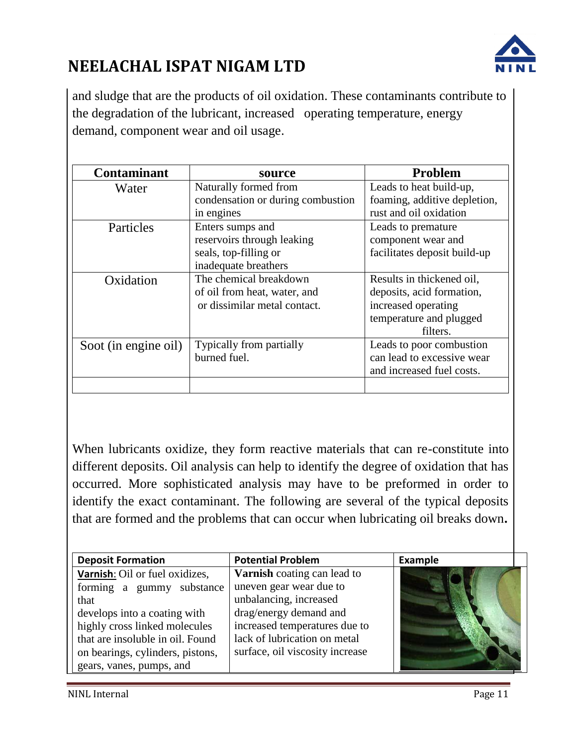and sludge that are the products of oil oxidation. These contaminants contribute to the degradation of the lubricant, increased operating temperature, energy demand, component wear and oil usage.

| Contaminant | source | Problem |
|---|---|---|
| Water | Naturally formed from condensation or during combustion in engines | Leads to heat build-up, foaming, additive depletion, rust and oil oxidation |
| Particles | Enters sumps and reservoirs through leaking seals, top-filling or inadequate breathers | Leads to premature component wear and facilitates deposit build-up |
| Oxidation | The chemical breakdown of oil from heat, water, and or dissimilar metal contact. | Results in thickened oil, deposits, acid formation, increased operating temperature and plugged filters. |
| Soot (in engine oil) | Typically from partially burned fuel. | Leads to poor combustion can lead to excessive wear and increased fuel costs. |
| | | |

When lubricants oxidize, they form reactive materials that can re-constitute into different deposits. Oil analysis can help to identify the degree of oxidation that has occurred. More sophisticated analysis may have to be preformed in order to identify the exact contaminant. The following are several of the typical deposits that are formed and the problems that can occur when lubricating oil breaks down.

| Deposit Formation | Potential Problem | Example |
|---|---|---|
| **Varnish**: Oil or fuel oxidizes, forming a gummy substance that develops into a coating with highly cross linked molecules that are insoluble in oil. Found on bearings, cylinders, pistons, gears, vanes, pumps, and | **Varnish** coating can lead to uneven gear wear due to unbalancing, increased drag/energy demand and increased temperatures due to lack of lubrication on metal surface, oil viscosity increase | |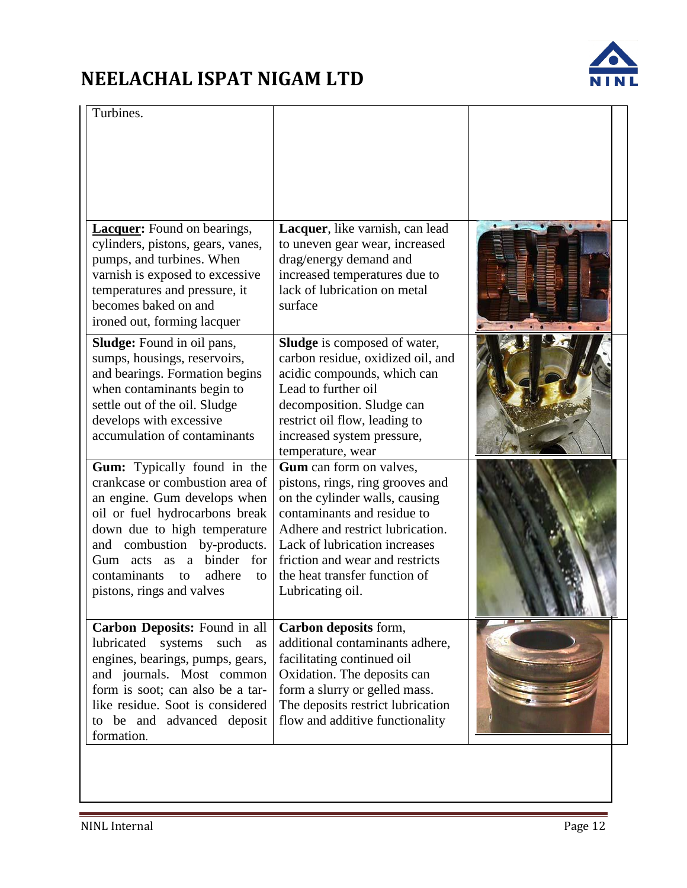| | | |
|---|---|---|
| Turbines. | | |
| **Lacquer:** Found on bearings, cylinders, pistons, gears, vanes, pumps, and turbines. When varnish is exposed to excessive temperatures and pressure, it becomes baked on and ironed out, forming lacquer | **Lacquer**, like varnish, can lead to uneven gear wear, increased drag/energy demand and increased temperatures due to lack of lubrication on metal surface | |
| **Sludge:** Found in oil pans, sumps, housings, reservoirs, and bearings. Formation begins when contaminants begin to settle out of the oil. Sludge develops with excessive accumulation of contaminants | **Sludge** is composed of water, carbon residue, oxidized oil, and acidic compounds, which can Lead to further oil decomposition. Sludge can restrict oil flow, leading to increased system pressure, temperature, wear | |
| **Gum:** Typically found in the crankcase or combustion area of an engine. Gum develops when oil or fuel hydrocarbons break down due to high temperature and combustion by-products. Gum acts as a binder for contaminants to adhere to pistons, rings and valves | **Gum** can form on valves, pistons, rings, ring grooves and on the cylinder walls, causing contaminants and residue to Adhere and restrict lubrication. Lack of lubrication increases friction and wear and restricts the heat transfer function of Lubricating oil. | |
| **Carbon Deposits:** Found in all lubricated systems such as engines, bearings, pumps, gears, and journals. Most common form is soot; can also be a tar-like residue. Soot is considered to be and advanced deposit formation. | **Carbon deposits** form, additional contaminants adhere, facilitating continued oil Oxidation. The deposits can form a slurry or gelled mass. The deposits restrict lubrication flow and additive functionality | |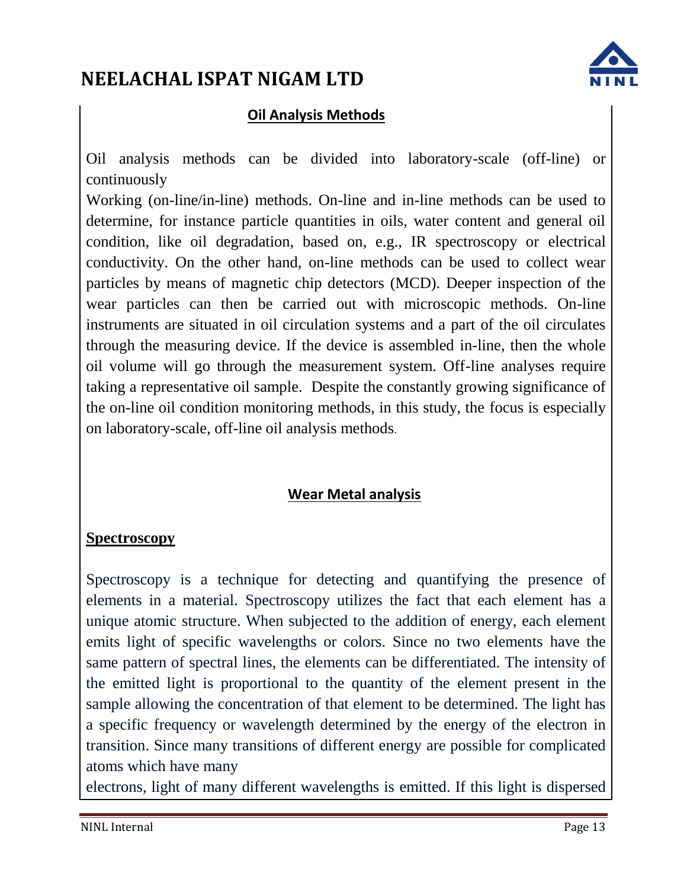## Oil Analysis Methods

Oil analysis methods can be divided into laboratory-scale (off-line) or continuously
Working (on-line/in-line) methods. On-line and in-line methods can be used to determine, for instance particle quantities in oils, water content and general oil condition, like oil degradation, based on, e.g., IR spectroscopy or electrical conductivity. On the other hand, on-line methods can be used to collect wear particles by means of magnetic chip detectors (MCD). Deeper inspection of the wear particles can then be carried out with microscopic methods. On-line instruments are situated in oil circulation systems and a part of the oil circulates through the measuring device. If the device is assembled in-line, then the whole oil volume will go through the measurement system. Off-line analyses require taking a representative oil sample. Despite the constantly growing significance of the on-line oil condition monitoring methods, in this study, the focus is especially on laboratory-scale, off-line oil analysis methods.

## Wear Metal analysis

### Spectroscopy

Spectroscopy is a technique for detecting and quantifying the presence of elements in a material. Spectroscopy utilizes the fact that each element has a unique atomic structure. When subjected to the addition of energy, each element emits light of specific wavelengths or colors. Since no two elements have the same pattern of spectral lines, the elements can be differentiated. The intensity of the emitted light is proportional to the quantity of the element present in the sample allowing the concentration of that element to be determined. The light has a specific frequency or wavelength determined by the energy of the electron in transition. Since many transitions of different energy are possible for complicated atoms which have many
electrons, light of many different wavelengths is emitted. If this light is dispersed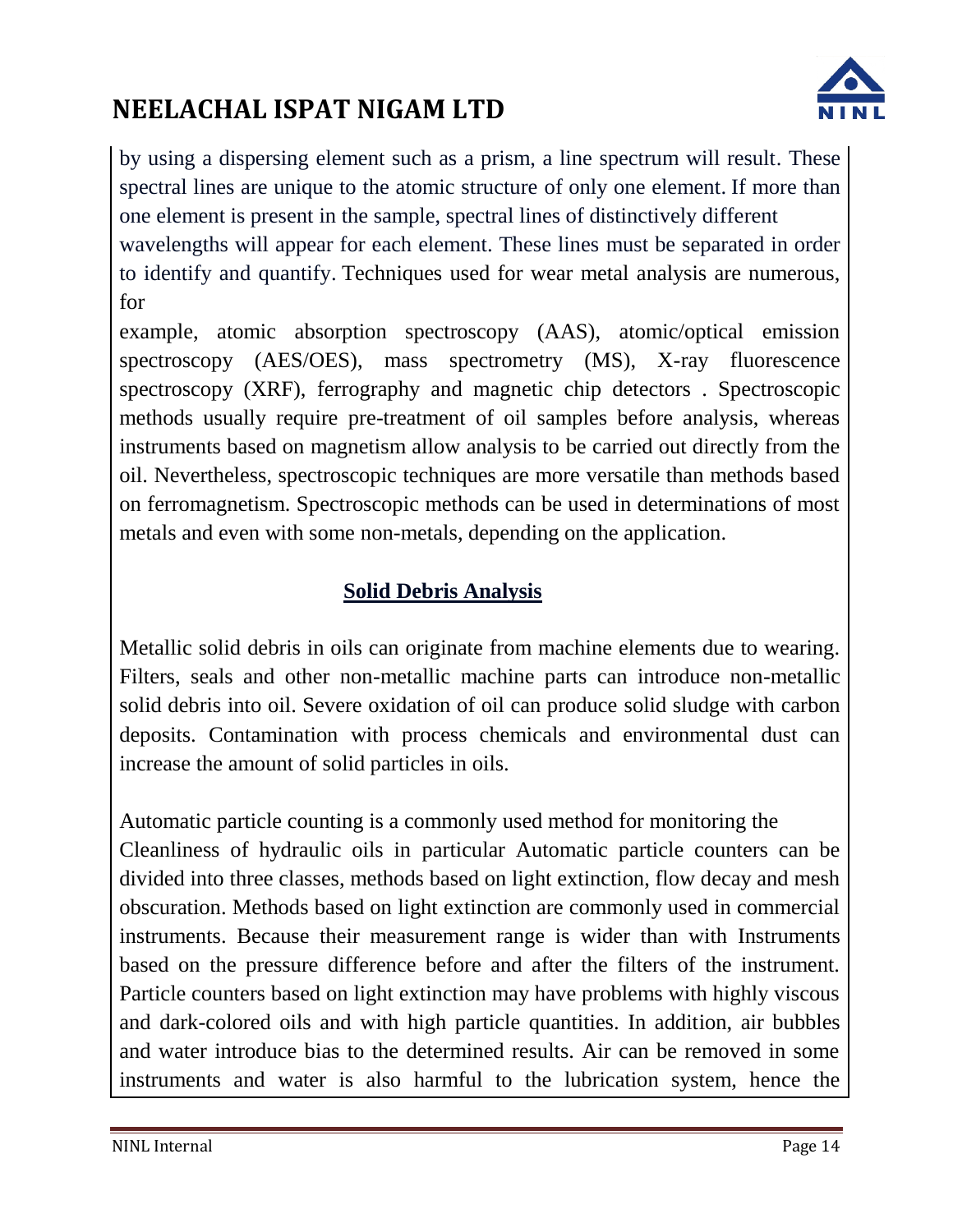by using a dispersing element such as a prism, a line spectrum will result. These spectral lines are unique to the atomic structure of only one element. If more than one element is present in the sample, spectral lines of distinctively different wavelengths will appear for each element. These lines must be separated in order to identify and quantify. Techniques used for wear metal analysis are numerous, for example, atomic absorption spectroscopy (AAS), atomic/optical emission spectroscopy (AES/OES), mass spectrometry (MS), X-ray fluorescence spectroscopy (XRF), ferrography and magnetic chip detectors . Spectroscopic methods usually require pre-treatment of oil samples before analysis, whereas instruments based on magnetism allow analysis to be carried out directly from the oil. Nevertheless, spectroscopic techniques are more versatile than methods based on ferromagnetism. Spectroscopic methods can be used in determinations of most metals and even with some non-metals, depending on the application.

## Solid Debris Analysis

Metallic solid debris in oils can originate from machine elements due to wearing. Filters, seals and other non-metallic machine parts can introduce non-metallic solid debris into oil. Severe oxidation of oil can produce solid sludge with carbon deposits. Contamination with process chemicals and environmental dust can increase the amount of solid particles in oils.

Automatic particle counting is a commonly used method for monitoring the Cleanliness of hydraulic oils in particular Automatic particle counters can be divided into three classes, methods based on light extinction, flow decay and mesh obscuration. Methods based on light extinction are commonly used in commercial instruments. Because their measurement range is wider than with Instruments based on the pressure difference before and after the filters of the instrument. Particle counters based on light extinction may have problems with highly viscous and dark-colored oils and with high particle quantities. In addition, air bubbles and water introduce bias to the determined results. Air can be removed in some instruments and water is also harmful to the lubrication system, hence the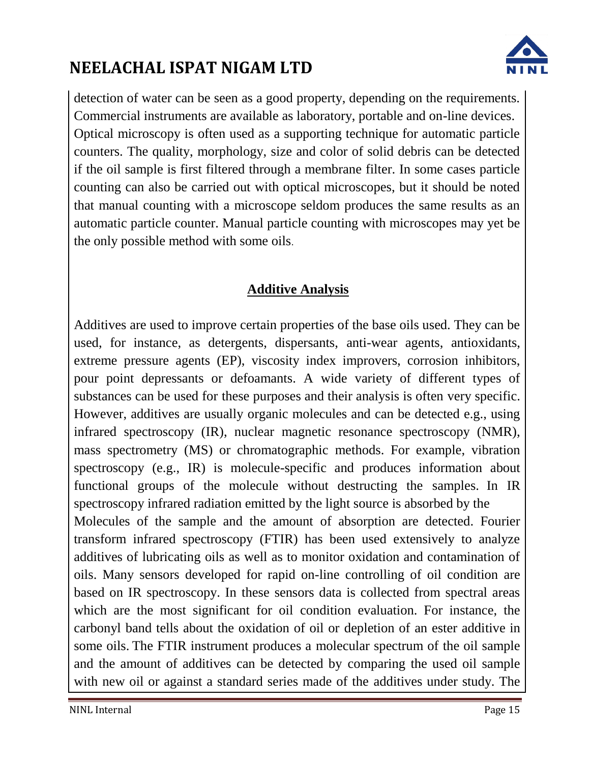detection of water can be seen as a good property, depending on the requirements. Commercial instruments are available as laboratory, portable and on-line devices. Optical microscopy is often used as a supporting technique for automatic particle counters. The quality, morphology, size and color of solid debris can be detected if the oil sample is first filtered through a membrane filter. In some cases particle counting can also be carried out with optical microscopes, but it should be noted that manual counting with a microscope seldom produces the same results as an automatic particle counter. Manual particle counting with microscopes may yet be the only possible method with some oils.

## Additive Analysis

Additives are used to improve certain properties of the base oils used. They can be used, for instance, as detergents, dispersants, anti-wear agents, antioxidants, extreme pressure agents (EP), viscosity index improvers, corrosion inhibitors, pour point depressants or defoamants. A wide variety of different types of substances can be used for these purposes and their analysis is often very specific. However, additives are usually organic molecules and can be detected e.g., using infrared spectroscopy (IR), nuclear magnetic resonance spectroscopy (NMR), mass spectrometry (MS) or chromatographic methods. For example, vibration spectroscopy (e.g., IR) is molecule-specific and produces information about functional groups of the molecule without destructing the samples. In IR spectroscopy infrared radiation emitted by the light source is absorbed by the Molecules of the sample and the amount of absorption are detected. Fourier transform infrared spectroscopy (FTIR) has been used extensively to analyze additives of lubricating oils as well as to monitor oxidation and contamination of oils. Many sensors developed for rapid on-line controlling of oil condition are based on IR spectroscopy. In these sensors data is collected from spectral areas which are the most significant for oil condition evaluation. For instance, the carbonyl band tells about the oxidation of oil or depletion of an ester additive in some oils. The FTIR instrument produces a molecular spectrum of the oil sample and the amount of additives can be detected by comparing the used oil sample with new oil or against a standard series made of the additives under study. The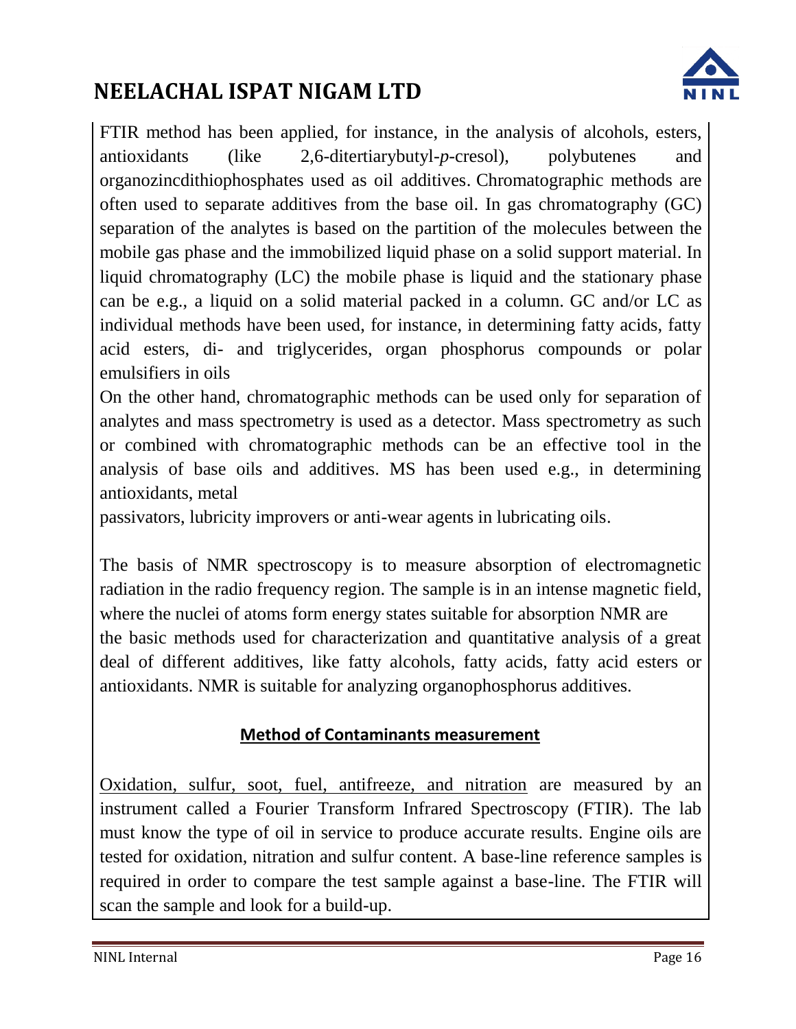FTIR method has been applied, for instance, in the analysis of alcohols, esters, antioxidants (like 2,6-ditertiarybutyl-*p*-cresol), polybutenes and organozincdithiophosphates used as oil additives. Chromatographic methods are often used to separate additives from the base oil. In gas chromatography (GC) separation of the analytes is based on the partition of the molecules between the mobile gas phase and the immobilized liquid phase on a solid support material. In liquid chromatography (LC) the mobile phase is liquid and the stationary phase can be e.g., a liquid on a solid material packed in a column. GC and/or LC as individual methods have been used, for instance, in determining fatty acids, fatty acid esters, di- and triglycerides, organ phosphorus compounds or polar emulsifiers in oils

On the other hand, chromatographic methods can be used only for separation of analytes and mass spectrometry is used as a detector. Mass spectrometry as such or combined with chromatographic methods can be an effective tool in the analysis of base oils and additives. MS has been used e.g., in determining antioxidants, metal passivators, lubricity improvers or anti-wear agents in lubricating oils.

The basis of NMR spectroscopy is to measure absorption of electromagnetic radiation in the radio frequency region. The sample is in an intense magnetic field, where the nuclei of atoms form energy states suitable for absorption NMR are the basic methods used for characterization and quantitative analysis of a great deal of different additives, like fatty alcohols, fatty acids, fatty acid esters or antioxidants. NMR is suitable for analyzing organophosphorus additives.

## Method of Contaminants measurement

Oxidation, sulfur, soot, fuel, antifreeze, and nitration are measured by an instrument called a Fourier Transform Infrared Spectroscopy (FTIR). The lab must know the type of oil in service to produce accurate results. Engine oils are tested for oxidation, nitration and sulfur content. A base-line reference samples is required in order to compare the test sample against a base-line. The FTIR will scan the sample and look for a build-up.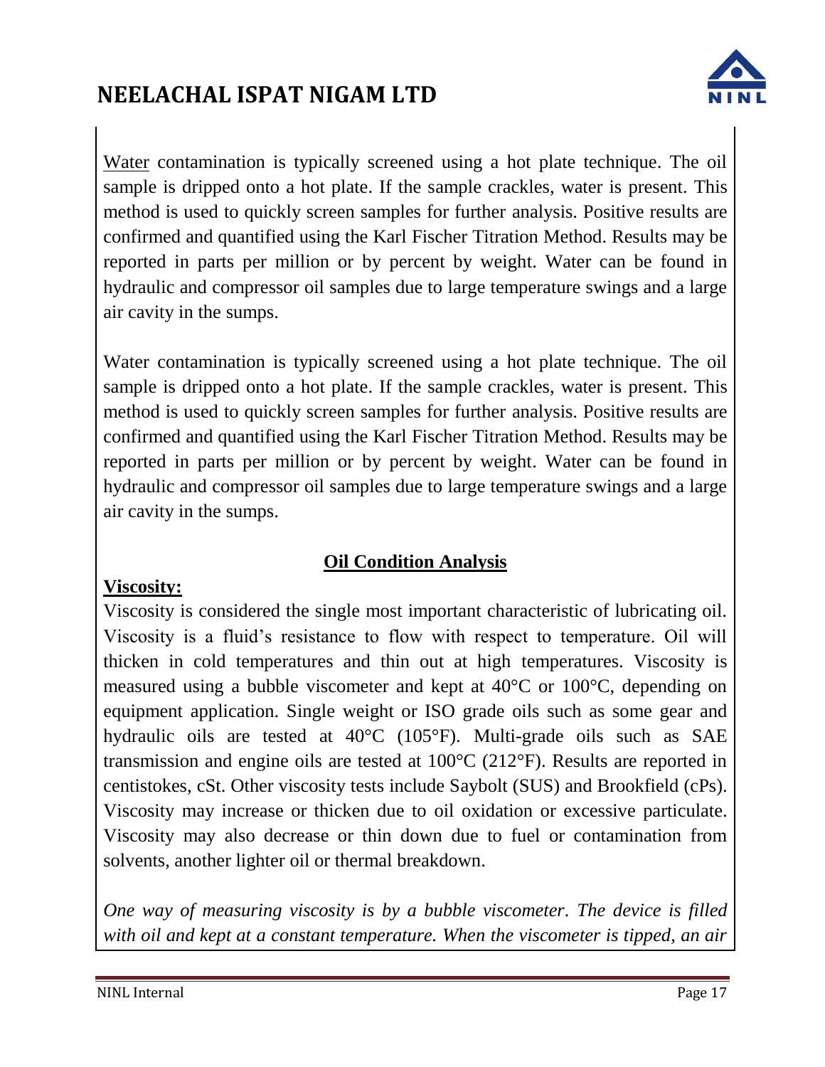Water contamination is typically screened using a hot plate technique. The oil sample is dripped onto a hot plate. If the sample crackles, water is present. This method is used to quickly screen samples for further analysis. Positive results are confirmed and quantified using the Karl Fischer Titration Method. Results may be reported in parts per million or by percent by weight. Water can be found in hydraulic and compressor oil samples due to large temperature swings and a large air cavity in the sumps.

Water contamination is typically screened using a hot plate technique. The oil sample is dripped onto a hot plate. If the sample crackles, water is present. This method is used to quickly screen samples for further analysis. Positive results are confirmed and quantified using the Karl Fischer Titration Method. Results may be reported in parts per million or by percent by weight. Water can be found in hydraulic and compressor oil samples due to large temperature swings and a large air cavity in the sumps.

## Oil Condition Analysis

**Viscosity:**

Viscosity is considered the single most important characteristic of lubricating oil. Viscosity is a fluid's resistance to flow with respect to temperature. Oil will thicken in cold temperatures and thin out at high temperatures. Viscosity is measured using a bubble viscometer and kept at 40°C or 100°C, depending on equipment application. Single weight or ISO grade oils such as some gear and hydraulic oils are tested at 40°C (105°F). Multi-grade oils such as SAE transmission and engine oils are tested at 100°C (212°F). Results are reported in centistokes, cSt. Other viscosity tests include Saybolt (SUS) and Brookfield (cPs). Viscosity may increase or thicken due to oil oxidation or excessive particulate. Viscosity may also decrease or thin down due to fuel or contamination from solvents, another lighter oil or thermal breakdown.

*One way of measuring viscosity is by a bubble viscometer. The device is filled with oil and kept at a constant temperature. When the viscometer is tipped, an air*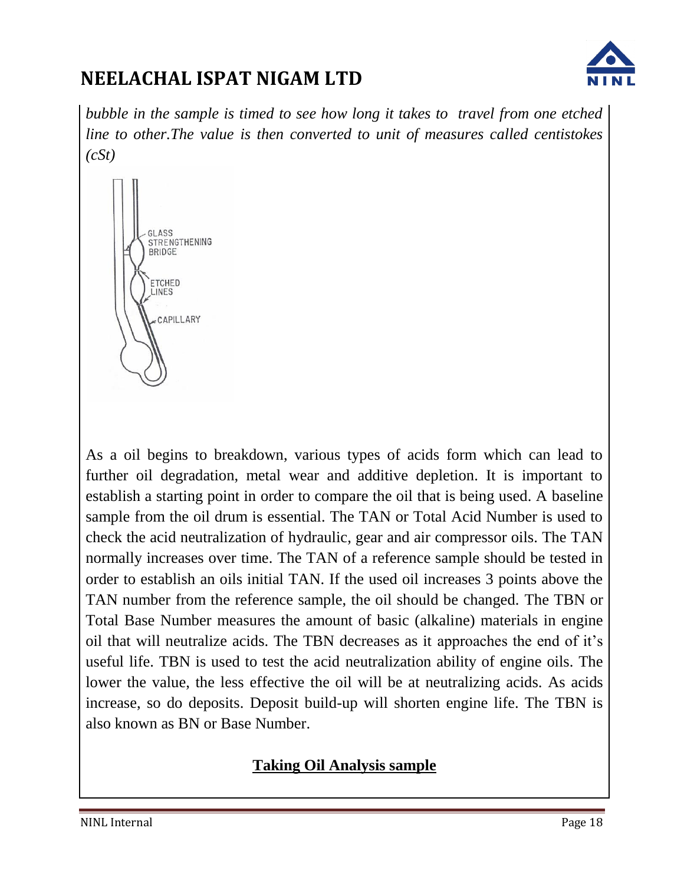*bubble in the sample is timed to see how long it takes to travel from one etched line to other.The value is then converted to unit of measures called centistokes (cSt)*

GLASS STRENGTHENING BRIDGE

ETCHED LINES

CAPILLARY

As a oil begins to breakdown, various types of acids form which can lead to further oil degradation, metal wear and additive depletion. It is important to establish a starting point in order to compare the oil that is being used. A baseline sample from the oil drum is essential. The TAN or Total Acid Number is used to check the acid neutralization of hydraulic, gear and air compressor oils. The TAN normally increases over time. The TAN of a reference sample should be tested in order to establish an oils initial TAN. If the used oil increases 3 points above the TAN number from the reference sample, the oil should be changed. The TBN or Total Base Number measures the amount of basic (alkaline) materials in engine oil that will neutralize acids. The TBN decreases as it approaches the end of it's useful life. TBN is used to test the acid neutralization ability of engine oils. The lower the value, the less effective the oil will be at neutralizing acids. As acids increase, so do deposits. Deposit build-up will shorten engine life. The TBN is also known as BN or Base Number.

**<u>Taking Oil Analysis sample</u>**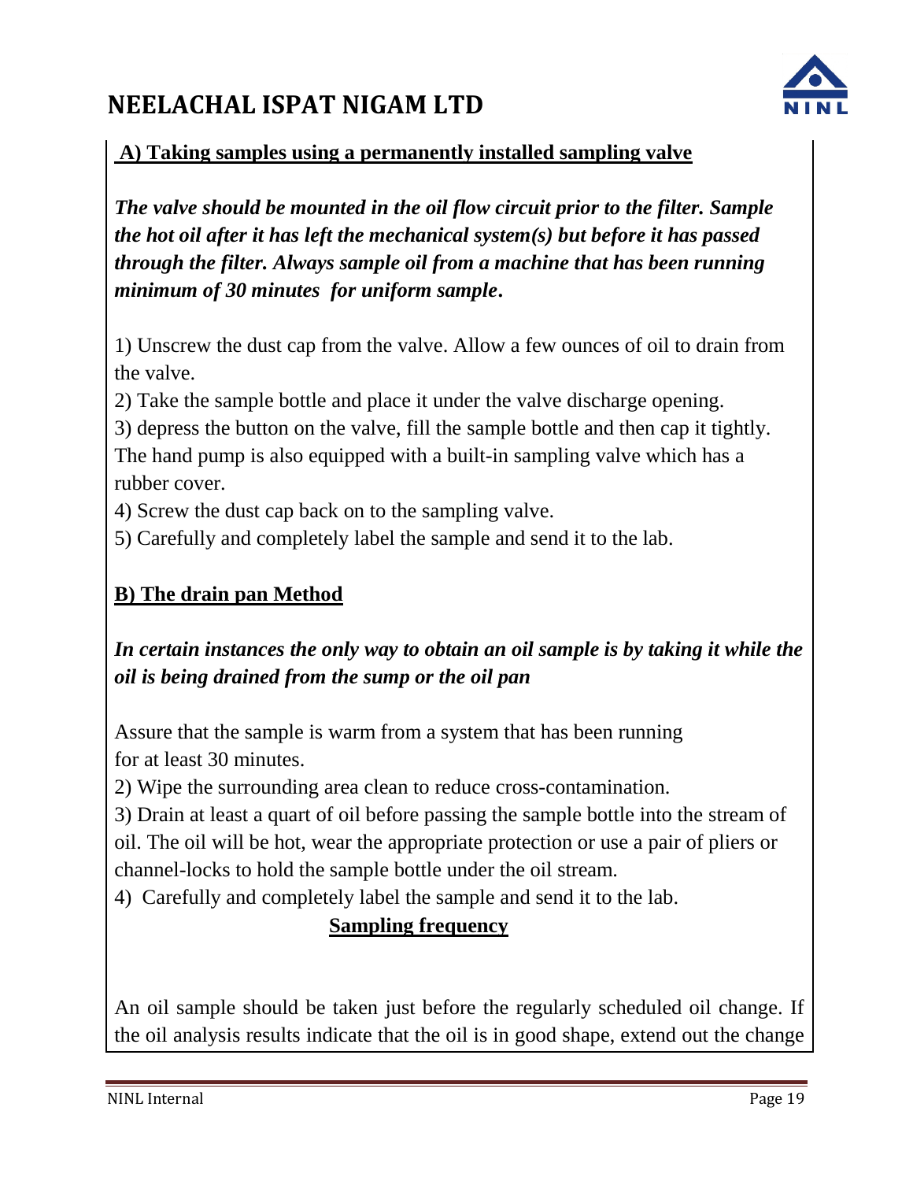**A) Taking samples using a permanently installed sampling valve**

***The valve should be mounted in the oil flow circuit prior to the filter. Sample the hot oil after it has left the mechanical system(s) but before it has passed through the filter. Always sample oil from a machine that has been running minimum of 30 minutes for uniform sample.***

1) Unscrew the dust cap from the valve. Allow a few ounces of oil to drain from the valve.
2) Take the sample bottle and place it under the valve discharge opening.
3) depress the button on the valve, fill the sample bottle and then cap it tightly. The hand pump is also equipped with a built-in sampling valve which has a rubber cover.
4) Screw the dust cap back on to the sampling valve.
5) Carefully and completely label the sample and send it to the lab.

**B) The drain pan Method**

***In certain instances the only way to obtain an oil sample is by taking it while the oil is being drained from the sump or the oil pan***

Assure that the sample is warm from a system that has been running for at least 30 minutes.
2) Wipe the surrounding area clean to reduce cross-contamination.
3) Drain at least a quart of oil before passing the sample bottle into the stream of oil. The oil will be hot, wear the appropriate protection or use a pair of pliers or channel-locks to hold the sample bottle under the oil stream.
4) Carefully and completely label the sample and send it to the lab.

**Sampling frequency**

An oil sample should be taken just before the regularly scheduled oil change. If the oil analysis results indicate that the oil is in good shape, extend out the change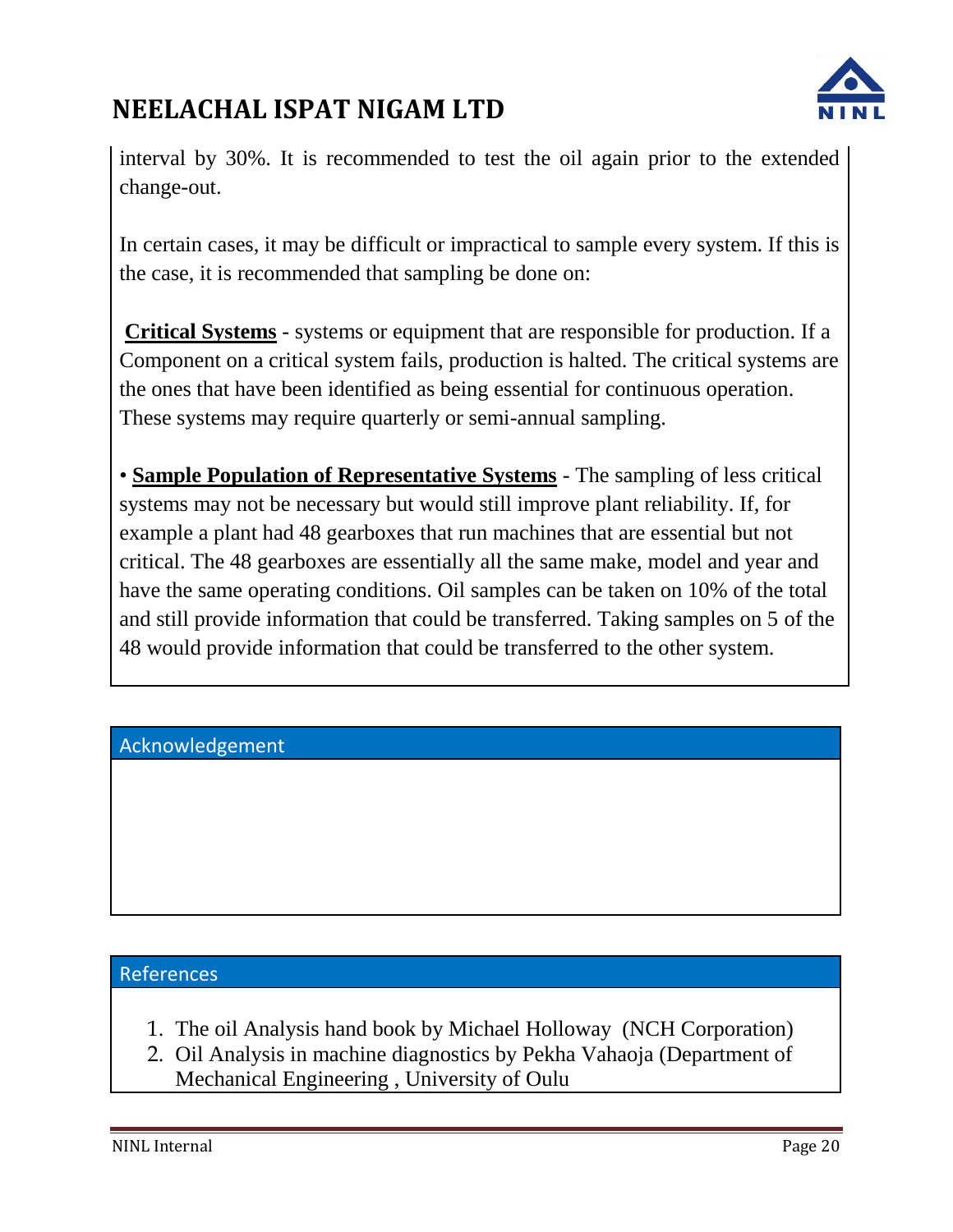interval by 30%. It is recommended to test the oil again prior to the extended change-out.

In certain cases, it may be difficult or impractical to sample every system. If this is the case, it is recommended that sampling be done on:

**Critical Systems** - systems or equipment that are responsible for production. If a Component on a critical system fails, production is halted. The critical systems are the ones that have been identified as being essential for continuous operation. These systems may require quarterly or semi-annual sampling.

• **Sample Population of Representative Systems** - The sampling of less critical systems may not be necessary but would still improve plant reliability. If, for example a plant had 48 gearboxes that run machines that are essential but not critical. The 48 gearboxes are essentially all the same make, model and year and have the same operating conditions. Oil samples can be taken on 10% of the total and still provide information that could be transferred. Taking samples on 5 of the 48 would provide information that could be transferred to the other system.

## Acknowledgement

## References

1. The oil Analysis hand book by Michael Holloway (NCH Corporation)
2. Oil Analysis in machine diagnostics by Pekha Vahaoja (Department of Mechanical Engineering , University of Oulu